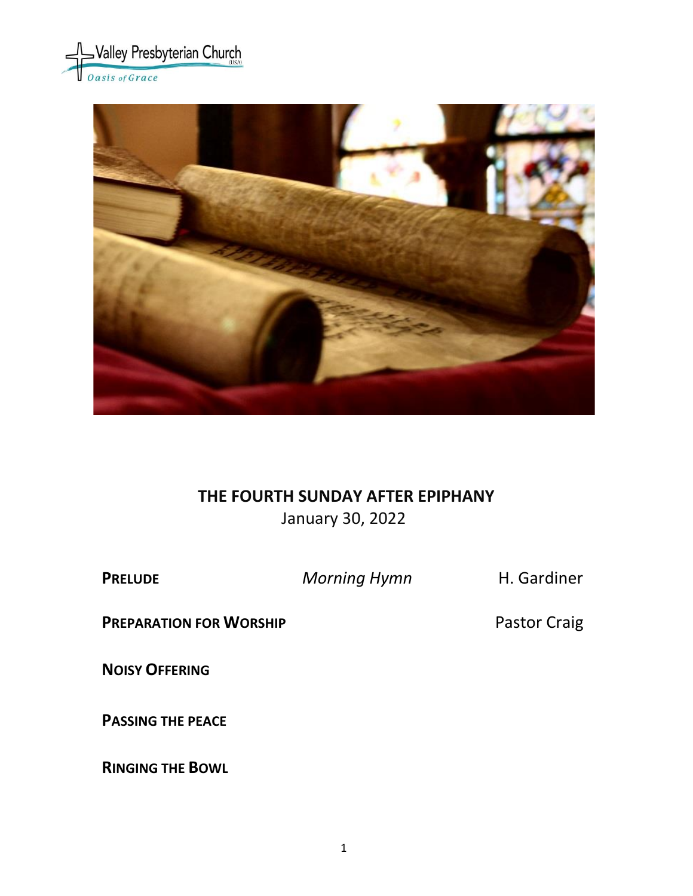Valley Presbyterian Church (USA)
*Oasis of Grace*

# THE FOURTH SUNDAY AFTER EPIPHANY

January 30, 2022

**PRELUDE** *Morning Hymn* H. Gardiner

**PREPARATION FOR WORSHIP** Pastor Craig

**NOISY OFFERING**

**PASSING THE PEACE**

**RINGING THE BOWL**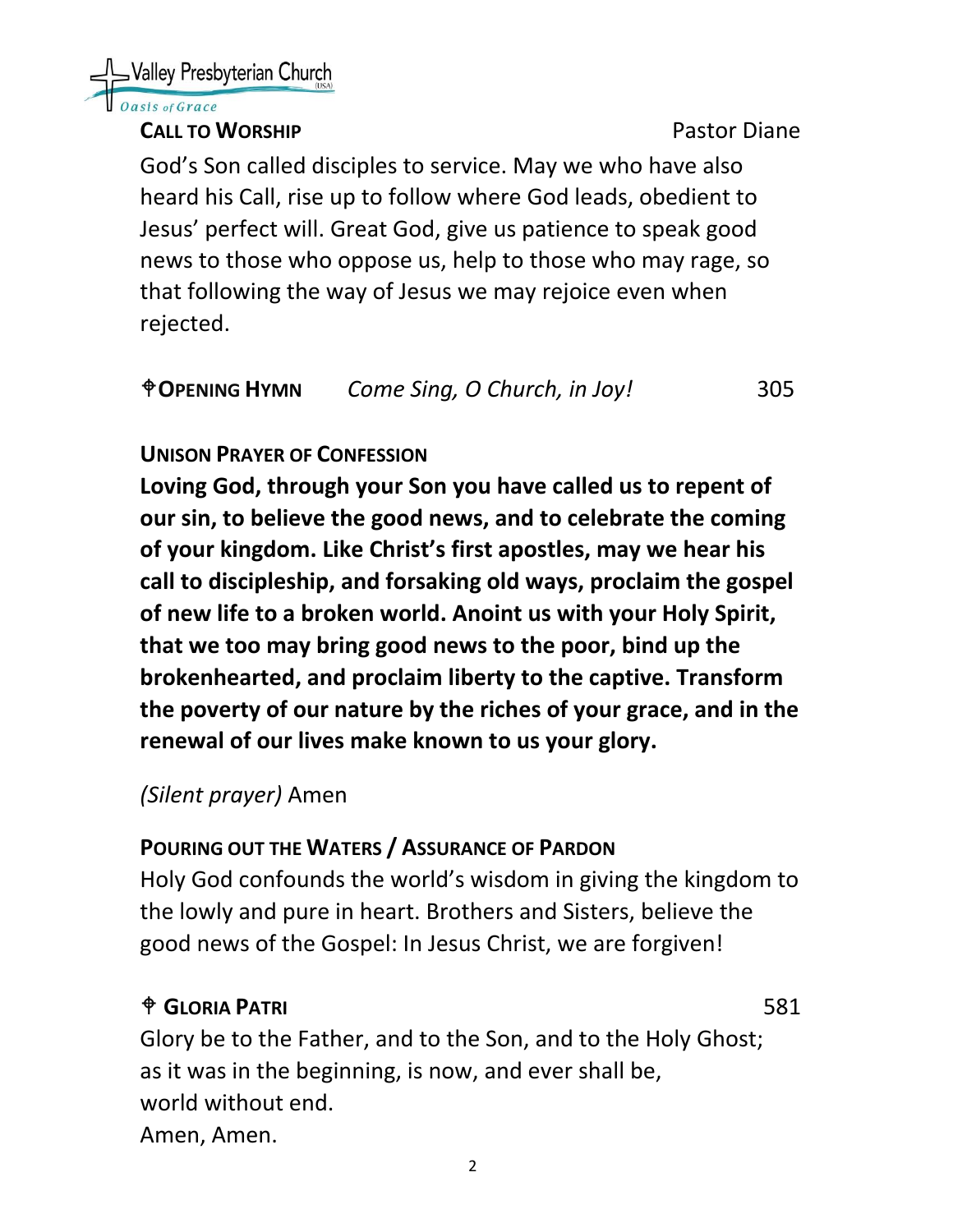**CALL TO WORSHIP** Pastor Diane

God's Son called disciples to service. May we who have also heard his Call, rise up to follow where God leads, obedient to Jesus' perfect will. Great God, give us patience to speak good news to those who oppose us, help to those who may rage, so that following the way of Jesus we may rejoice even when rejected.

**✠OPENING HYMN** *Come Sing, O Church, in Joy!* 305

**UNISON PRAYER OF CONFESSION**

**Loving God, through your Son you have called us to repent of our sin, to believe the good news, and to celebrate the coming of your kingdom. Like Christ's first apostles, may we hear his call to discipleship, and forsaking old ways, proclaim the gospel of new life to a broken world. Anoint us with your Holy Spirit, that we too may bring good news to the poor, bind up the brokenhearted, and proclaim liberty to the captive. Transform the poverty of our nature by the riches of your grace, and in the renewal of our lives make known to us your glory.**

*(Silent prayer)* Amen

**POURING OUT THE WATERS / ASSURANCE OF PARDON**

Holy God confounds the world's wisdom in giving the kingdom to the lowly and pure in heart. Brothers and Sisters, believe the good news of the Gospel: In Jesus Christ, we are forgiven!

**✠ GLORIA PATRI** 581

Glory be to the Father, and to the Son, and to the Holy Ghost;
as it was in the beginning, is now, and ever shall be,
world without end.
Amen, Amen.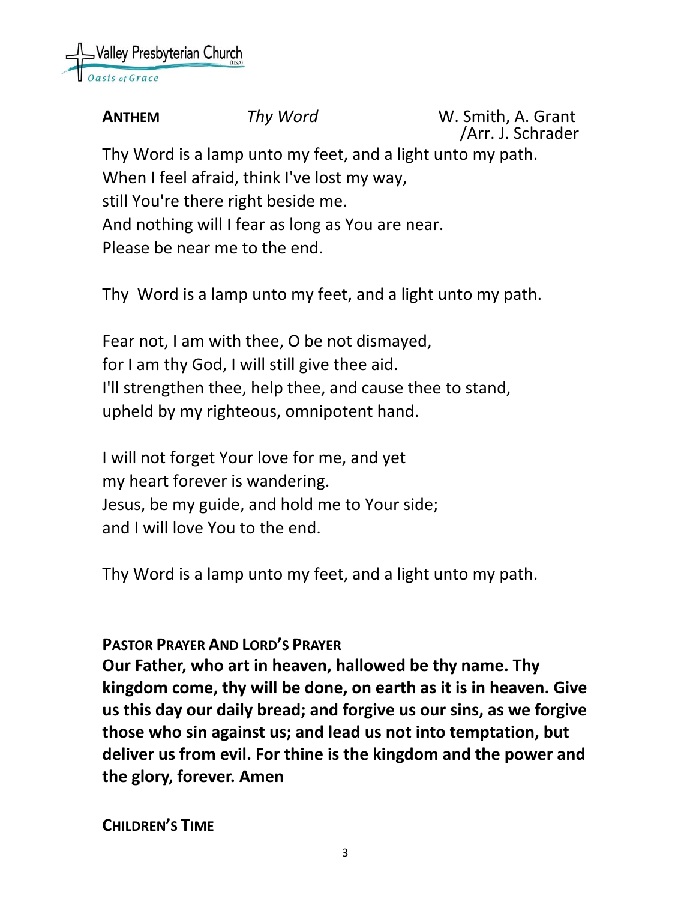**ANTHEM** *Thy Word* W. Smith, A. Grant /Arr. J. Schrader

Thy Word is a lamp unto my feet, and a light unto my path.
When I feel afraid, think I've lost my way,
still You're there right beside me.
And nothing will I fear as long as You are near.
Please be near me to the end.

Thy Word is a lamp unto my feet, and a light unto my path.

Fear not, I am with thee, O be not dismayed,
for I am thy God, I will still give thee aid.
I'll strengthen thee, help thee, and cause thee to stand,
upheld by my righteous, omnipotent hand.

I will not forget Your love for me, and yet
my heart forever is wandering.
Jesus, be my guide, and hold me to Your side;
and I will love You to the end.

Thy Word is a lamp unto my feet, and a light unto my path.

**PASTOR PRAYER AND LORD'S PRAYER**

**Our Father, who art in heaven, hallowed be thy name. Thy kingdom come, thy will be done, on earth as it is in heaven. Give us this day our daily bread; and forgive us our sins, as we forgive those who sin against us; and lead us not into temptation, but deliver us from evil. For thine is the kingdom and the power and the glory, forever. Amen**

**CHILDREN'S TIME**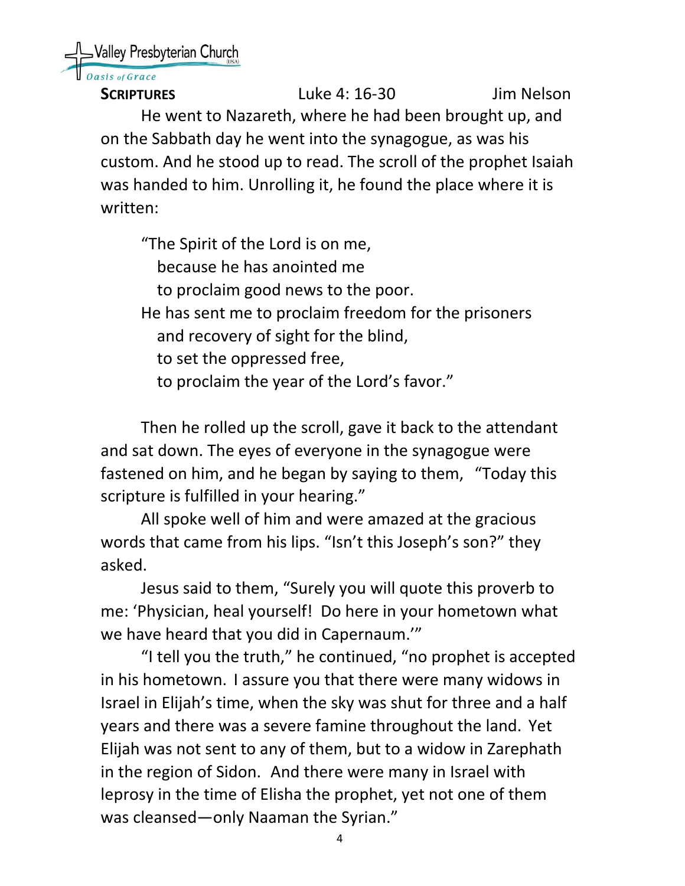**SCRIPTURES** Luke 4: 16-30 Jim Nelson

He went to Nazareth, where he had been brought up, and on the Sabbath day he went into the synagogue, as was his custom. And he stood up to read. The scroll of the prophet Isaiah was handed to him. Unrolling it, he found the place where it is written:

> "The Spirit of the Lord is on me,
> because he has anointed me
> to proclaim good news to the poor.
> He has sent me to proclaim freedom for the prisoners
> and recovery of sight for the blind,
> to set the oppressed free,
> to proclaim the year of the Lord's favor."

Then he rolled up the scroll, gave it back to the attendant and sat down. The eyes of everyone in the synagogue were fastened on him, and he began by saying to them, "Today this scripture is fulfilled in your hearing."

All spoke well of him and were amazed at the gracious words that came from his lips. "Isn't this Joseph's son?" they asked.

Jesus said to them, "Surely you will quote this proverb to me: 'Physician, heal yourself! Do here in your hometown what we have heard that you did in Capernaum.'"

"I tell you the truth," he continued, "no prophet is accepted in his hometown. I assure you that there were many widows in Israel in Elijah's time, when the sky was shut for three and a half years and there was a severe famine throughout the land. Yet Elijah was not sent to any of them, but to a widow in Zarephath in the region of Sidon. And there were many in Israel with leprosy in the time of Elisha the prophet, yet not one of them was cleansed—only Naaman the Syrian."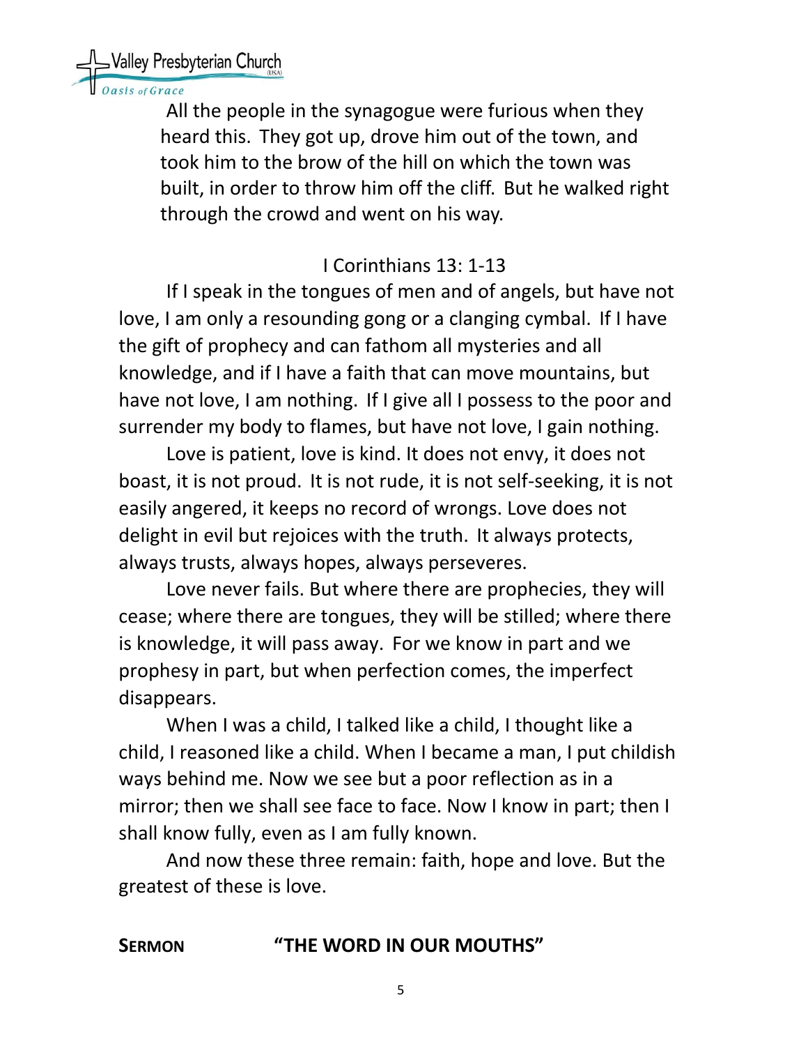All the people in the synagogue were furious when they heard this. They got up, drove him out of the town, and took him to the brow of the hill on which the town was built, in order to throw him off the cliff. But he walked right through the crowd and went on his way.

I Corinthians 13: 1-13

If I speak in the tongues of men and of angels, but have not love, I am only a resounding gong or a clanging cymbal. If I have the gift of prophecy and can fathom all mysteries and all knowledge, and if I have a faith that can move mountains, but have not love, I am nothing. If I give all I possess to the poor and surrender my body to flames, but have not love, I gain nothing.

Love is patient, love is kind. It does not envy, it does not boast, it is not proud. It is not rude, it is not self-seeking, it is not easily angered, it keeps no record of wrongs. Love does not delight in evil but rejoices with the truth. It always protects, always trusts, always hopes, always perseveres.

Love never fails. But where there are prophecies, they will cease; where there are tongues, they will be stilled; where there is knowledge, it will pass away. For we know in part and we prophesy in part, but when perfection comes, the imperfect disappears.

When I was a child, I talked like a child, I thought like a child, I reasoned like a child. When I became a man, I put childish ways behind me. Now we see but a poor reflection as in a mirror; then we shall see face to face. Now I know in part; then I shall know fully, even as I am fully known.

And now these three remain: faith, hope and love. But the greatest of these is love.

**SERMON** **"THE WORD IN OUR MOUTHS"**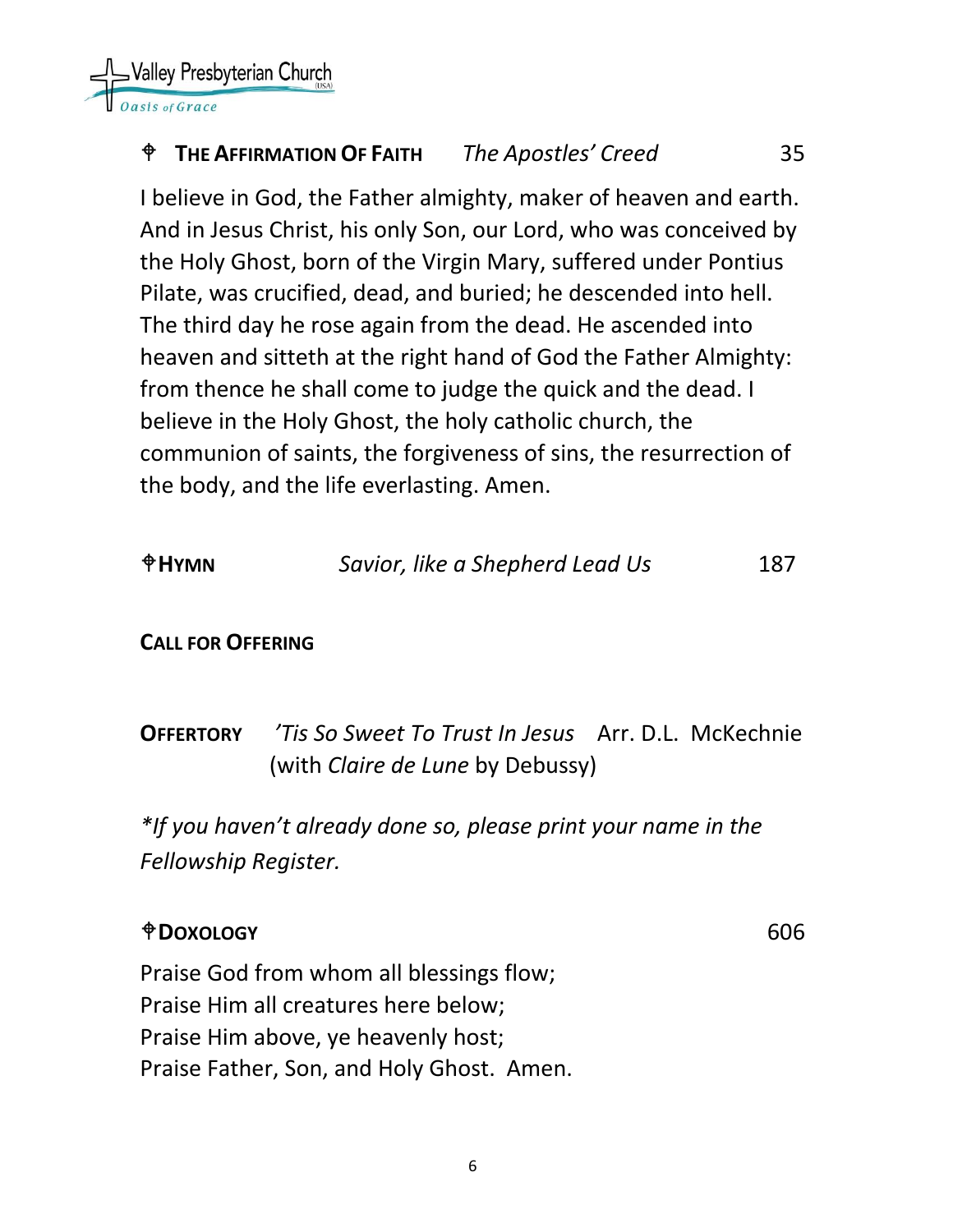**♱ THE AFFIRMATION OF FAITH** *The Apostles' Creed* 35

I believe in God, the Father almighty, maker of heaven and earth. And in Jesus Christ, his only Son, our Lord, who was conceived by the Holy Ghost, born of the Virgin Mary, suffered under Pontius Pilate, was crucified, dead, and buried; he descended into hell. The third day he rose again from the dead. He ascended into heaven and sitteth at the right hand of God the Father Almighty: from thence he shall come to judge the quick and the dead. I believe in the Holy Ghost, the holy catholic church, the communion of saints, the forgiveness of sins, the resurrection of the body, and the life everlasting. Amen.

**♱HYMN** *Savior, like a Shepherd Lead Us* 187

**CALL FOR OFFERING**

**OFFERTORY** *'Tis So Sweet To Trust In Jesus* Arr. D.L. McKechnie (with *Claire de Lune* by Debussy)

**If you haven't already done so, please print your name in the Fellowship Register.*

**♱DOXOLOGY** 606

Praise God from whom all blessings flow;
Praise Him all creatures here below;
Praise Him above, ye heavenly host;
Praise Father, Son, and Holy Ghost. Amen.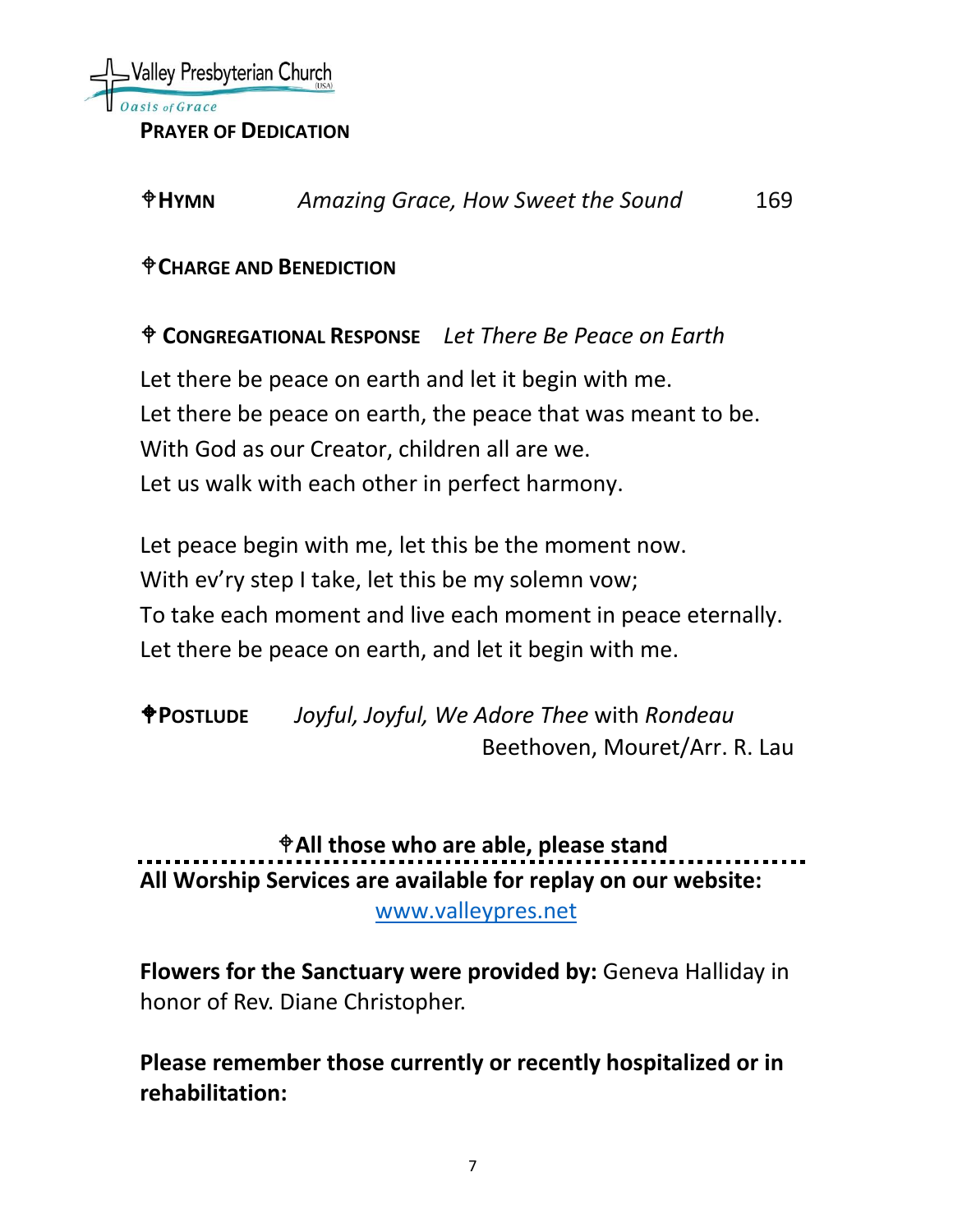**Prayer of Dedication**

✝**Hymn** *Amazing Grace, How Sweet the Sound* 169

✝**Charge and Benediction**

✝ **Congregational Response** *Let There Be Peace on Earth*

Let there be peace on earth and let it begin with me.
Let there be peace on earth, the peace that was meant to be.
With God as our Creator, children all are we.
Let us walk with each other in perfect harmony.

Let peace begin with me, let this be the moment now.
With ev'ry step I take, let this be my solemn vow;
To take each moment and live each moment in peace eternally.
Let there be peace on earth, and let it begin with me.

✝**Postlude** *Joyful, Joyful, We Adore Thee* with *Rondeau*
Beethoven, Mouret/Arr. R. Lau

✝**All those who are able, please stand**

---

**All Worship Services are available for replay on our website:**
[www.valleypres.net](http://www.valleypres.net)

**Flowers for the Sanctuary were provided by:** Geneva Halliday in honor of Rev. Diane Christopher.

**Please remember those currently or recently hospitalized or in rehabilitation:**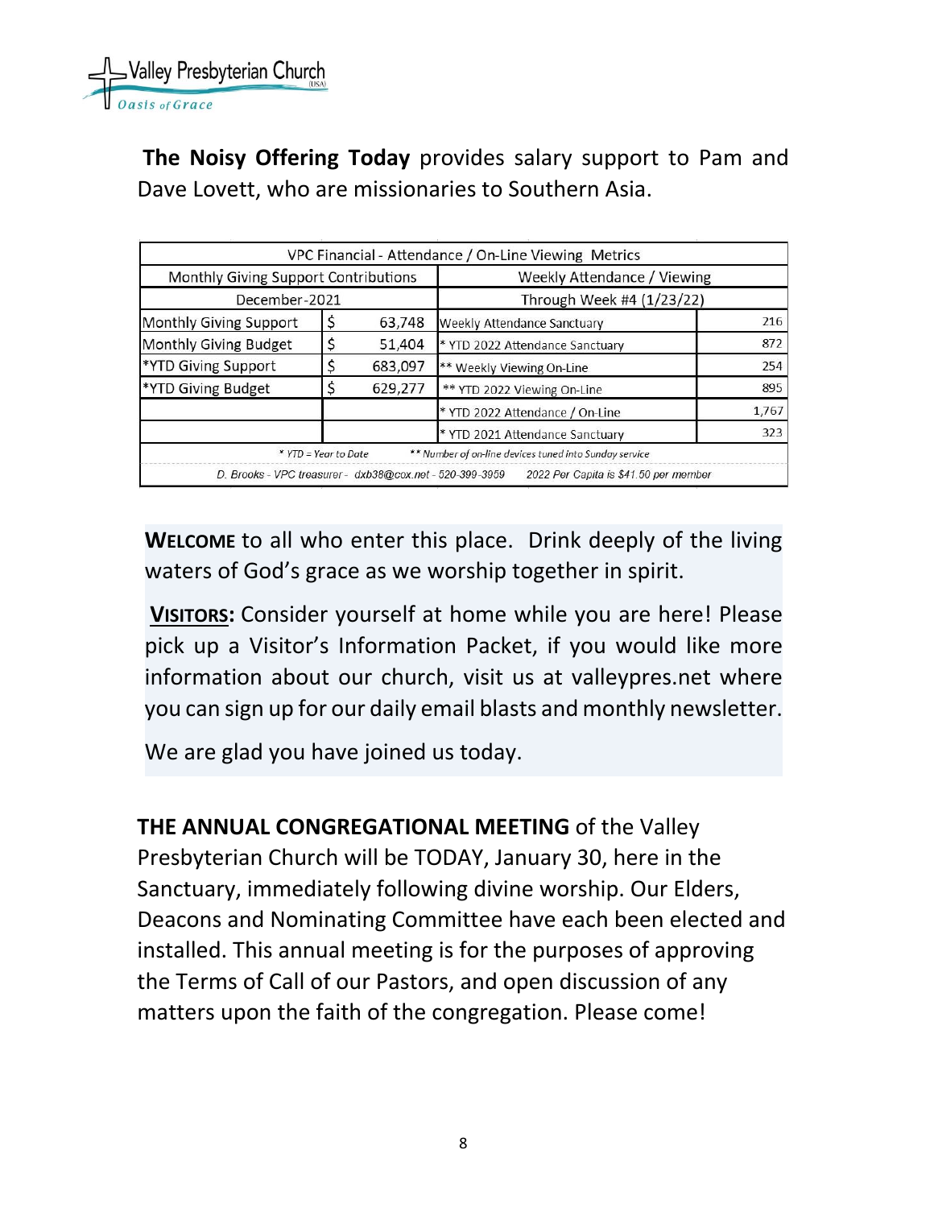**The Noisy Offering Today** provides salary support to Pam and Dave Lovett, who are missionaries to Southern Asia.

| VPC Financial - Attendance / On-Line Viewing Metrics | | | | |
|---|---|---|---|---|
| Monthly Giving Support Contributions | | | Weekly Attendance / Viewing | |
| December-2021 | | | Through Week #4 (1/23/22) | |
| Monthly Giving Support | $ | 63,748 | Weekly Attendance Sanctuary | 216 |
| Monthly Giving Budget | $ | 51,404 | * YTD 2022 Attendance Sanctuary | 872 |
| *YTD Giving Support | $ | 683,097 | ** Weekly Viewing On-Line | 254 |
| *YTD Giving Budget | $ | 629,277 | ** YTD 2022 Viewing On-Line | 895 |
| | | | * YTD 2022 Attendance / On-Line | 1,767 |
| | | | * YTD 2021 Attendance Sanctuary | 323 |
| * YTD = Year to Date | | | ** Number of on-line devices tuned into Sunday service | |
| D. Brooks - VPC treasurer - dxb38@cox.net - 520-399-3959 | | | 2022 Per Capita is $41.50 per member | |

**WELCOME** to all who enter this place. Drink deeply of the living waters of God's grace as we worship together in spirit.

**VISITORS:** Consider yourself at home while you are here! Please pick up a Visitor's Information Packet, if you would like more information about our church, visit us at valleypres.net where you can sign up for our daily email blasts and monthly newsletter.

We are glad you have joined us today.

**THE ANNUAL CONGREGATIONAL MEETING** of the Valley Presbyterian Church will be TODAY, January 30, here in the Sanctuary, immediately following divine worship. Our Elders, Deacons and Nominating Committee have each been elected and installed. This annual meeting is for the purposes of approving the Terms of Call of our Pastors, and open discussion of any matters upon the faith of the congregation. Please come!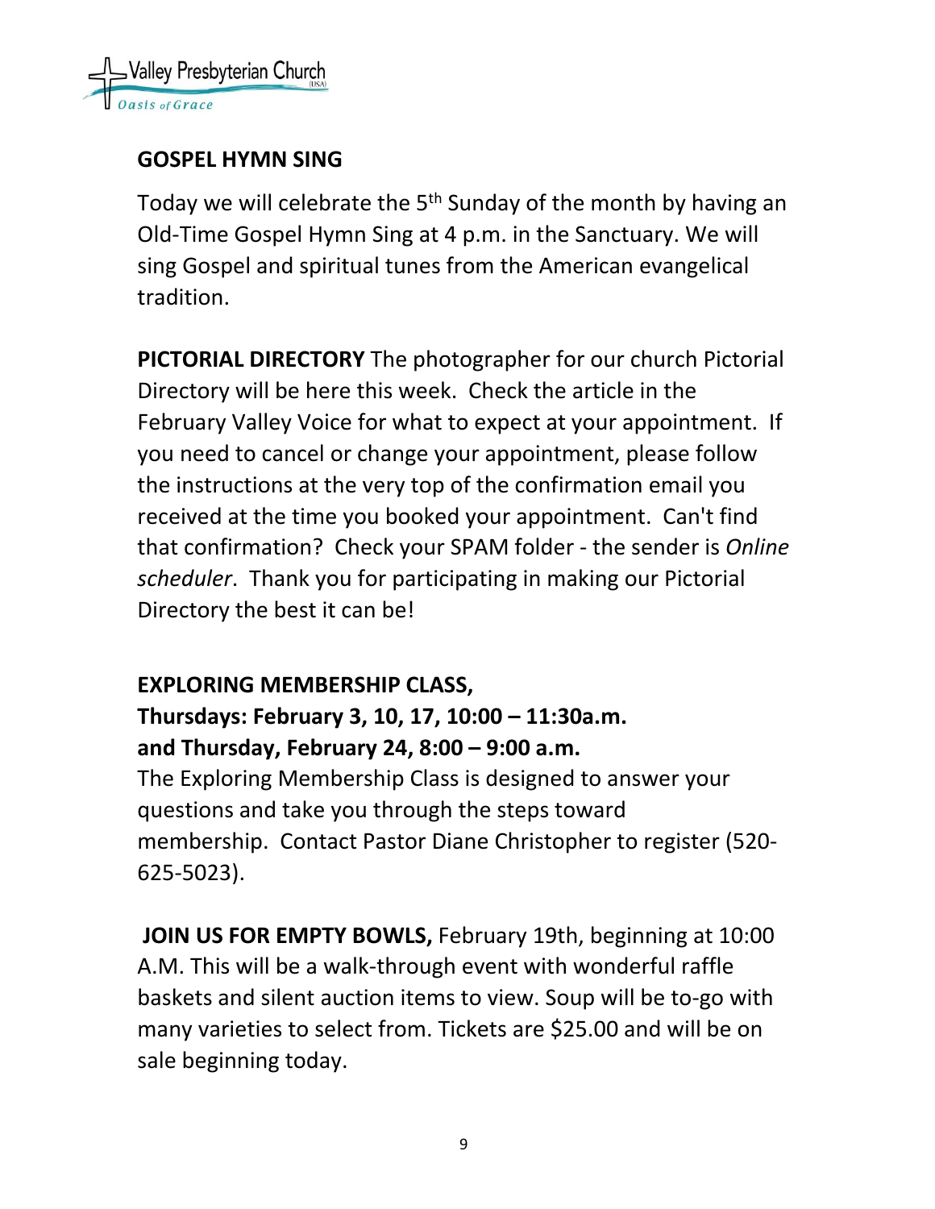## GOSPEL HYMN SING

Today we will celebrate the 5th Sunday of the month by having an Old-Time Gospel Hymn Sing at 4 p.m. in the Sanctuary. We will sing Gospel and spiritual tunes from the American evangelical tradition.

**PICTORIAL DIRECTORY** The photographer for our church Pictorial Directory will be here this week. Check the article in the February Valley Voice for what to expect at your appointment. If you need to cancel or change your appointment, please follow the instructions at the very top of the confirmation email you received at the time you booked your appointment. Can't find that confirmation? Check your SPAM folder - the sender is *Online scheduler*. Thank you for participating in making our Pictorial Directory the best it can be!

**EXPLORING MEMBERSHIP CLASS,**
**Thursdays: February 3, 10, 17, 10:00 – 11:30a.m.**
**and Thursday, February 24, 8:00 – 9:00 a.m.**

The Exploring Membership Class is designed to answer your questions and take you through the steps toward membership. Contact Pastor Diane Christopher to register (520-625-5023).

**JOIN US FOR EMPTY BOWLS,** February 19th, beginning at 10:00 A.M. This will be a walk-through event with wonderful raffle baskets and silent auction items to view. Soup will be to-go with many varieties to select from. Tickets are $25.00 and will be on sale beginning today.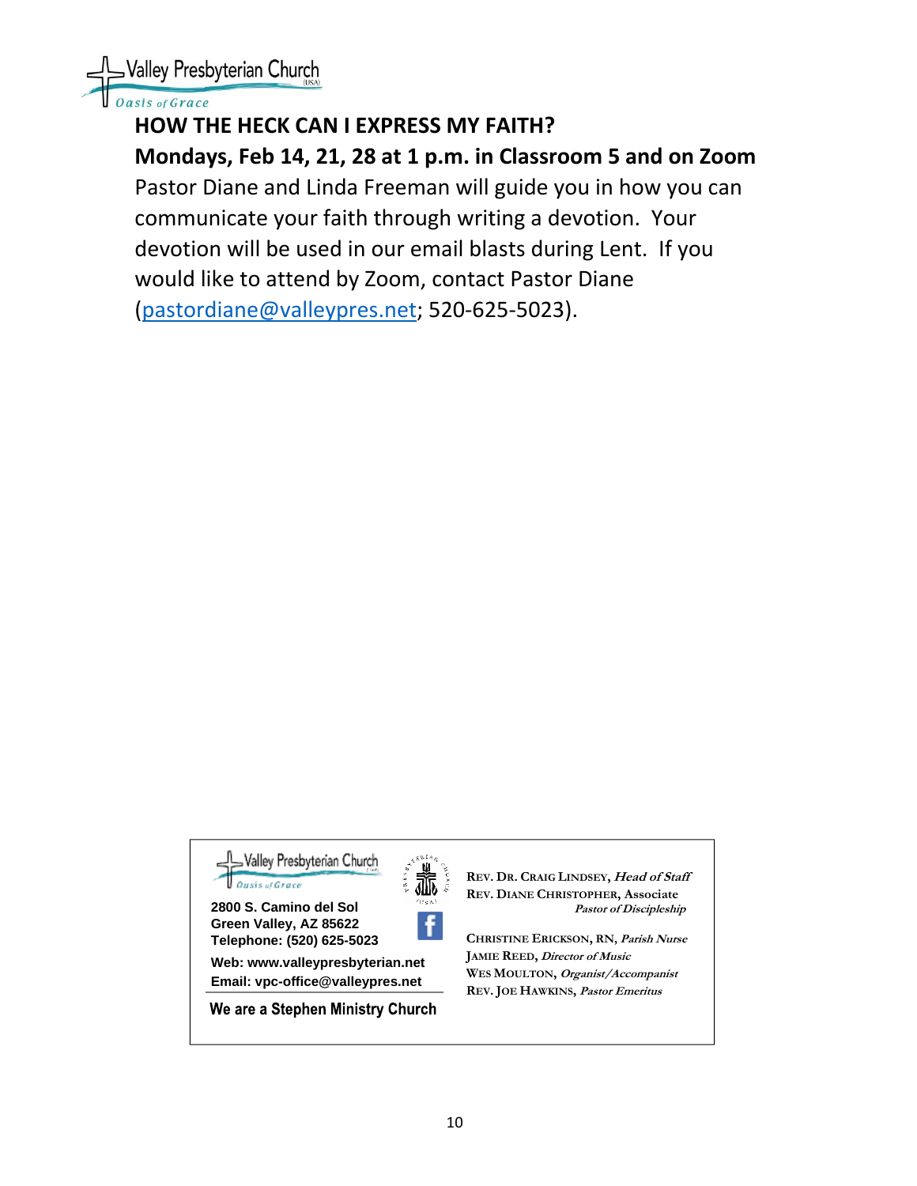## HOW THE HECK CAN I EXPRESS MY FAITH?

**Mondays, Feb 14, 21, 28 at 1 p.m. in Classroom 5 and on Zoom**

Pastor Diane and Linda Freeman will guide you in how you can communicate your faith through writing a devotion. Your devotion will be used in our email blasts during Lent. If you would like to attend by Zoom, contact Pastor Diane (pastordiane@valleypres.net; 520-625-5023).

---

Valley Presbyterian Church (USA)
*Oasis of Grace*

**2800 S. Camino del Sol**
**Green Valley, AZ 85622**
**Telephone: (520) 625-5023**

**Web: www.valleypresbyterian.net**
**Email: vpc-office@valleypres.net**

**We are a Stephen Ministry Church**

REV. DR. CRAIG LINDSEY, *Head of Staff*
REV. DIANE CHRISTOPHER, Associate *Pastor of Discipleship*

CHRISTINE ERICKSON, RN, *Parish Nurse*
JAMIE REED, *Director of Music*
WES MOULTON, *Organist/Accompanist*
REV. JOE HAWKINS, *Pastor Emeritus*